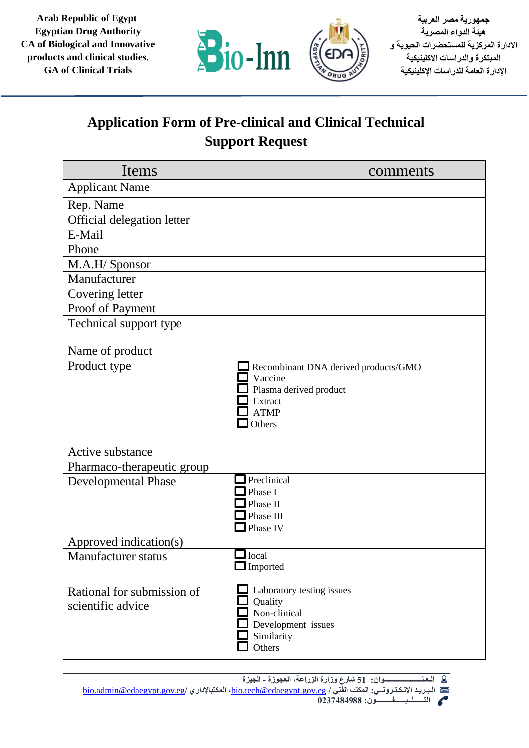Arab Republic of Egypt
Egyptian Drug Authority
CA of Biological and Innovative products and clinical studies.
GA of Clinical Trials

جمهورية مصر العربية
هيئة الدواء المصرية
الادارة المركزية للمستحضرات الحيوية و المبتكرة والدراسات الاكلينيكية
الإدارة العامة للدراسات الإكلينيكية

# Application Form of Pre-clinical and Clinical Technical Support Request

| Items | comments |
|---|---|
| Applicant Name | |
| Rep. Name | |
| Official delegation letter | |
| E-Mail | |
| Phone | |
| M.A.H/ Sponsor | |
| Manufacturer | |
| Covering letter | |
| Proof of Payment | |
| Technical support type | |
| Name of product | |
| Product type | ☐ Recombinant DNA derived products/GMO<br>☐ Vaccine<br>☐ Plasma derived product<br>☐ Extract<br>☐ ATMP<br>☐ Others |
| Active substance | |
| Pharmaco-therapeutic group | |
| Developmental Phase | ☐ Preclinical<br>☐ Phase I<br>☐ Phase II<br>☐ Phase III<br>☐ Phase IV |
| Approved indication(s) | |
| Manufacturer status | ☐ local<br>☐ Imported |
| Rational for submission of scientific advice | ☐ Laboratory testing issues<br>☐ Quality<br>☐ Non-clinical<br>☐ Development issues<br>☐ Similarity<br>☐ Others |

العنـــــــــــــــوان: 51 شارع وزارة الزراعة، العجوزة - الجيزة
البـريـد الإلـكـتـرونـي: المكتب الفني / bio.tech@edaegypt.gov.eg، المكتبالإداري/ bio.admin@edaegypt.gov.eg
التـــلـــيـــفـــــون: 0237484988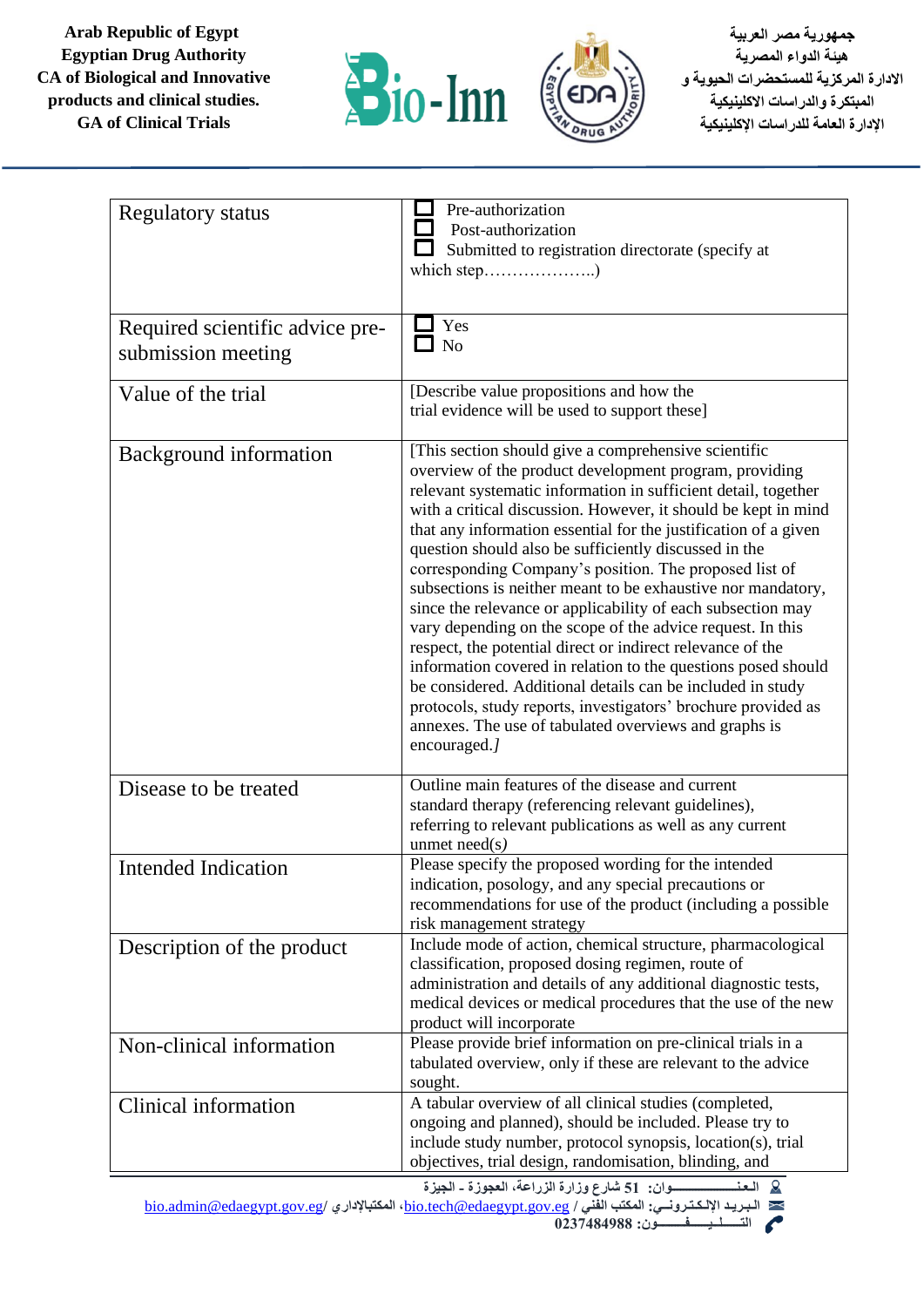| | |
|---|---|
| Regulatory status | ☐ Pre-authorization<br>☐ Post-authorization<br>☐ Submitted to registration directorate (specify at which step………………..) |
| Required scientific advice pre-submission meeting | ☐ Yes<br>☐ No |
| Value of the trial | [Describe value propositions and how the trial evidence will be used to support these] |
| Background information | [This section should give a comprehensive scientific overview of the product development program, providing relevant systematic information in sufficient detail, together with a critical discussion. However, it should be kept in mind that any information essential for the justification of a given question should also be sufficiently discussed in the corresponding Company's position. The proposed list of subsections is neither meant to be exhaustive nor mandatory, since the relevance or applicability of each subsection may vary depending on the scope of the advice request. In this respect, the potential direct or indirect relevance of the information covered in relation to the questions posed should be considered. Additional details can be included in study protocols, study reports, investigators' brochure provided as annexes. The use of tabulated overviews and graphs is encouraged.] |
| Disease to be treated | Outline main features of the disease and current standard therapy (referencing relevant guidelines), referring to relevant publications as well as any current unmet need(s) |
| Intended Indication | Please specify the proposed wording for the intended indication, posology, and any special precautions or recommendations for use of the product (including a possible risk management strategy |
| Description of the product | Include mode of action, chemical structure, pharmacological classification, proposed dosing regimen, route of administration and details of any additional diagnostic tests, medical devices or medical procedures that the use of the new product will incorporate |
| Non-clinical information | Please provide brief information on pre-clinical trials in a tabulated overview, only if these are relevant to the advice sought. |
| Clinical information | A tabular overview of all clinical studies (completed, ongoing and planned), should be included. Please try to include study number, protocol synopsis, location(s), trial objectives, trial design, randomisation, blinding, and |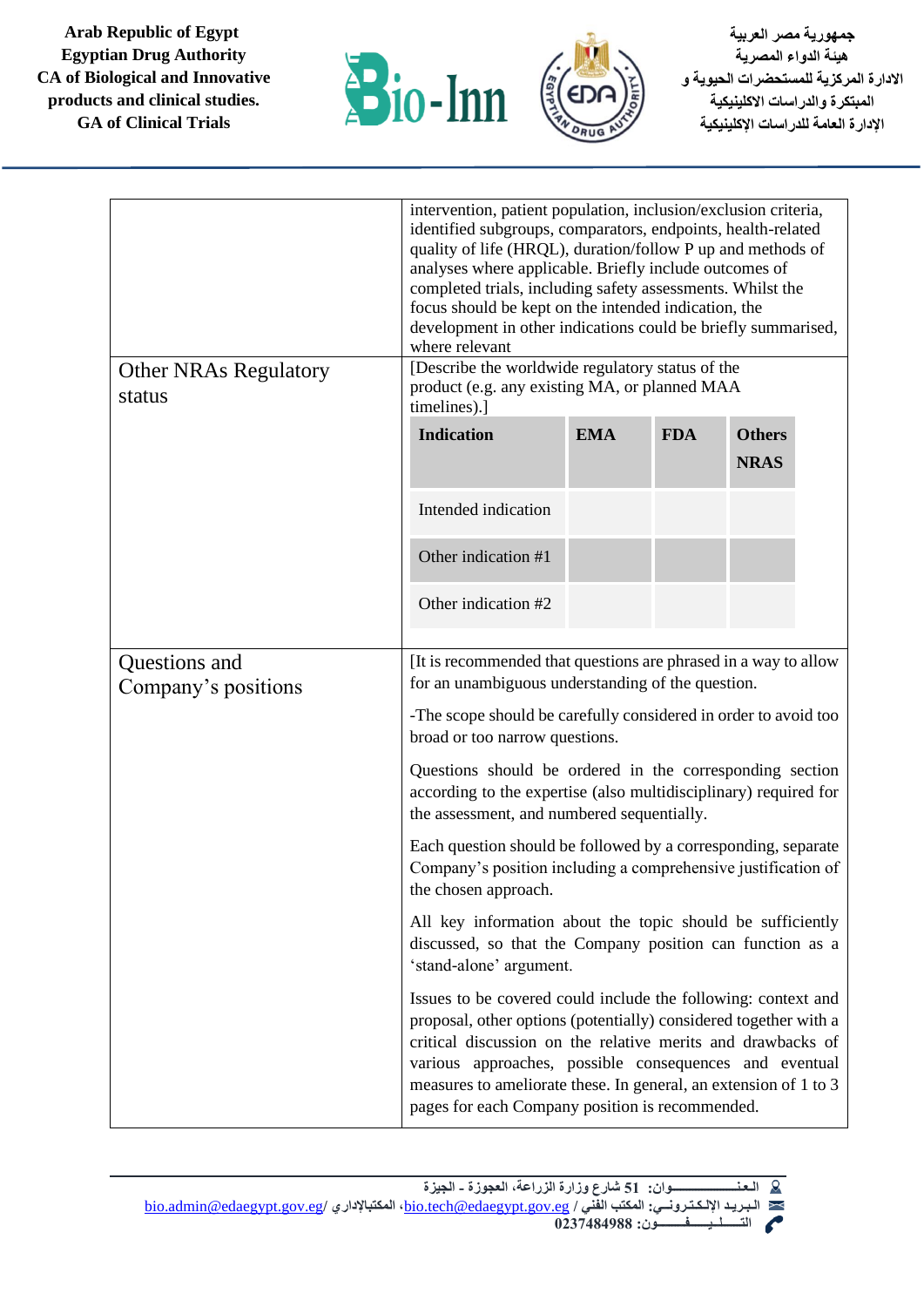| | |
|---|---|
| | intervention, patient population, inclusion/exclusion criteria, identified subgroups, comparators, endpoints, health-related quality of life (HRQL), duration/follow P up and methods of analyses where applicable. Briefly include outcomes of completed trials, including safety assessments. Whilst the focus should be kept on the intended indication, the development in other indications could be briefly summarised, where relevant |
| Other NRAs Regulatory status | [Describe the worldwide regulatory status of the product (e.g. any existing MA, or planned MAA timelines).] |

| Indication | EMA | FDA | Others NRAS |
|---|---|---|---|
| Intended indication | | | |
| Other indication #1 | | | |
| Other indication #2 | | | |

| | |
|---|---|
| Questions and Company's positions | [It is recommended that questions are phrased in a way to allow for an unambiguous understanding of the question. <br><br> -The scope should be carefully considered in order to avoid too broad or too narrow questions. <br><br> Questions should be ordered in the corresponding section according to the expertise (also multidisciplinary) required for the assessment, and numbered sequentially. <br><br> Each question should be followed by a corresponding, separate Company's position including a comprehensive justification of the chosen approach. <br><br> All key information about the topic should be sufficiently discussed, so that the Company position can function as a 'stand-alone' argument. <br><br> Issues to be covered could include the following: context and proposal, other options (potentially) considered together with a critical discussion on the relative merits and drawbacks of various approaches, possible consequences and eventual measures to ameliorate these. In general, an extension of 1 to 3 pages for each Company position is recommended. |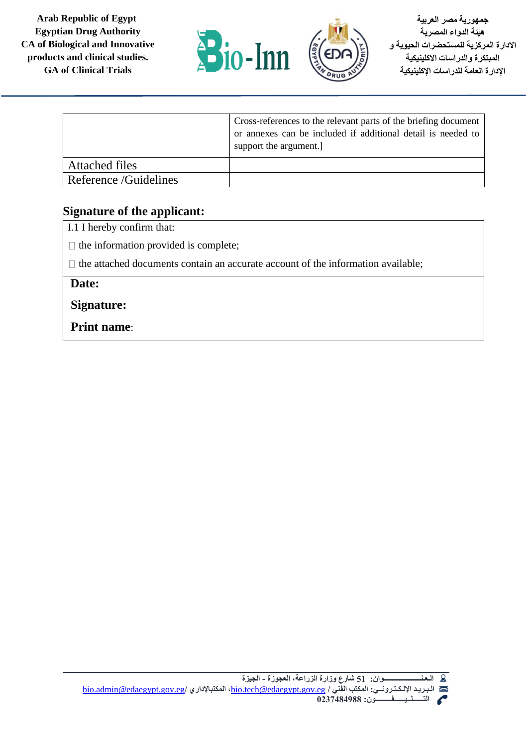| | |
|---|---|
| | Cross-references to the relevant parts of the briefing document or annexes can be included if additional detail is needed to support the argument.] |
| Attached files | |
| Reference /Guidelines | |

## Signature of the applicant:

I.1 I hereby confirm that:

☐ the information provided is complete;

☐ the attached documents contain an accurate account of the information available;

**Date:**

**Signature:**

**Print name**: